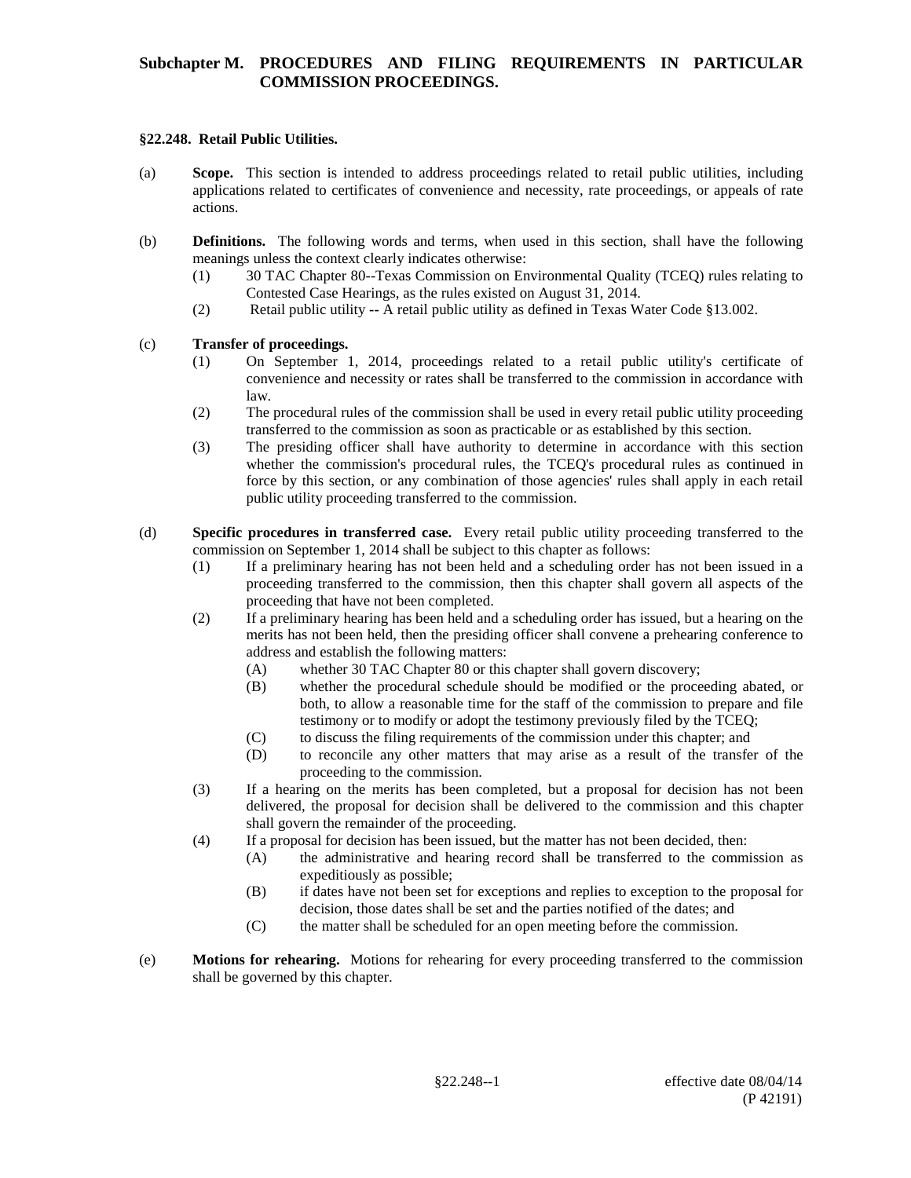# Subchapter M. PROCEDURES AND FILING REQUIREMENTS IN PARTICULAR COMMISSION PROCEEDINGS.

## §22.248. Retail Public Utilities.

(a) **Scope.** This section is intended to address proceedings related to retail public utilities, including applications related to certificates of convenience and necessity, rate proceedings, or appeals of rate actions.

(b) **Definitions.** The following words and terms, when used in this section, shall have the following meanings unless the context clearly indicates otherwise:

(1) 30 TAC Chapter 80--Texas Commission on Environmental Quality (TCEQ) rules relating to Contested Case Hearings, as the rules existed on August 31, 2014.

(2) Retail public utility -- A retail public utility as defined in Texas Water Code §13.002.

(c) **Transfer of proceedings.**

(1) On September 1, 2014, proceedings related to a retail public utility's certificate of convenience and necessity or rates shall be transferred to the commission in accordance with law.

(2) The procedural rules of the commission shall be used in every retail public utility proceeding transferred to the commission as soon as practicable or as established by this section.

(3) The presiding officer shall have authority to determine in accordance with this section whether the commission's procedural rules, the TCEQ's procedural rules as continued in force by this section, or any combination of those agencies' rules shall apply in each retail public utility proceeding transferred to the commission.

(d) **Specific procedures in transferred case.** Every retail public utility proceeding transferred to the commission on September 1, 2014 shall be subject to this chapter as follows:

(1) If a preliminary hearing has not been held and a scheduling order has not been issued in a proceeding transferred to the commission, then this chapter shall govern all aspects of the proceeding that have not been completed.

(2) If a preliminary hearing has been held and a scheduling order has issued, but a hearing on the merits has not been held, then the presiding officer shall convene a prehearing conference to address and establish the following matters:

(A) whether 30 TAC Chapter 80 or this chapter shall govern discovery;

(B) whether the procedural schedule should be modified or the proceeding abated, or both, to allow a reasonable time for the staff of the commission to prepare and file testimony or to modify or adopt the testimony previously filed by the TCEQ;

(C) to discuss the filing requirements of the commission under this chapter; and

(D) to reconcile any other matters that may arise as a result of the transfer of the proceeding to the commission.

(3) If a hearing on the merits has been completed, but a proposal for decision has not been delivered, the proposal for decision shall be delivered to the commission and this chapter shall govern the remainder of the proceeding.

(4) If a proposal for decision has been issued, but the matter has not been decided, then:

(A) the administrative and hearing record shall be transferred to the commission as expeditiously as possible;

(B) if dates have not been set for exceptions and replies to exception to the proposal for decision, those dates shall be set and the parties notified of the dates; and

(C) the matter shall be scheduled for an open meeting before the commission.

(e) **Motions for rehearing.** Motions for rehearing for every proceeding transferred to the commission shall be governed by this chapter.

effective date 08/04/14
(P 42191)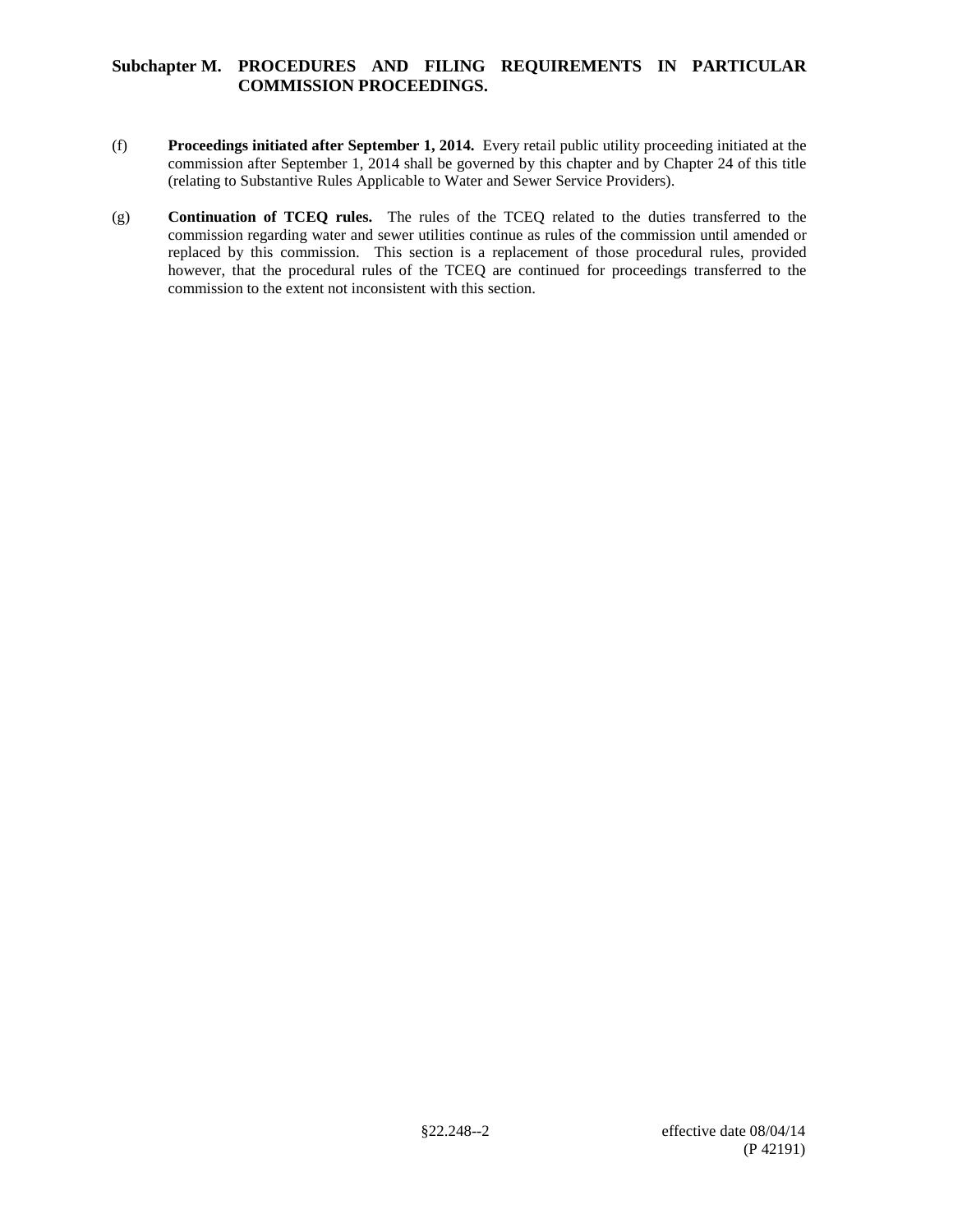(f) **Proceedings initiated after September 1, 2014.** Every retail public utility proceeding initiated at the commission after September 1, 2014 shall be governed by this chapter and by Chapter 24 of this title (relating to Substantive Rules Applicable to Water and Sewer Service Providers).

(g) **Continuation of TCEQ rules.** The rules of the TCEQ related to the duties transferred to the commission regarding water and sewer utilities continue as rules of the commission until amended or replaced by this commission. This section is a replacement of those procedural rules, provided however, that the procedural rules of the TCEQ are continued for proceedings transferred to the commission to the extent not inconsistent with this section.